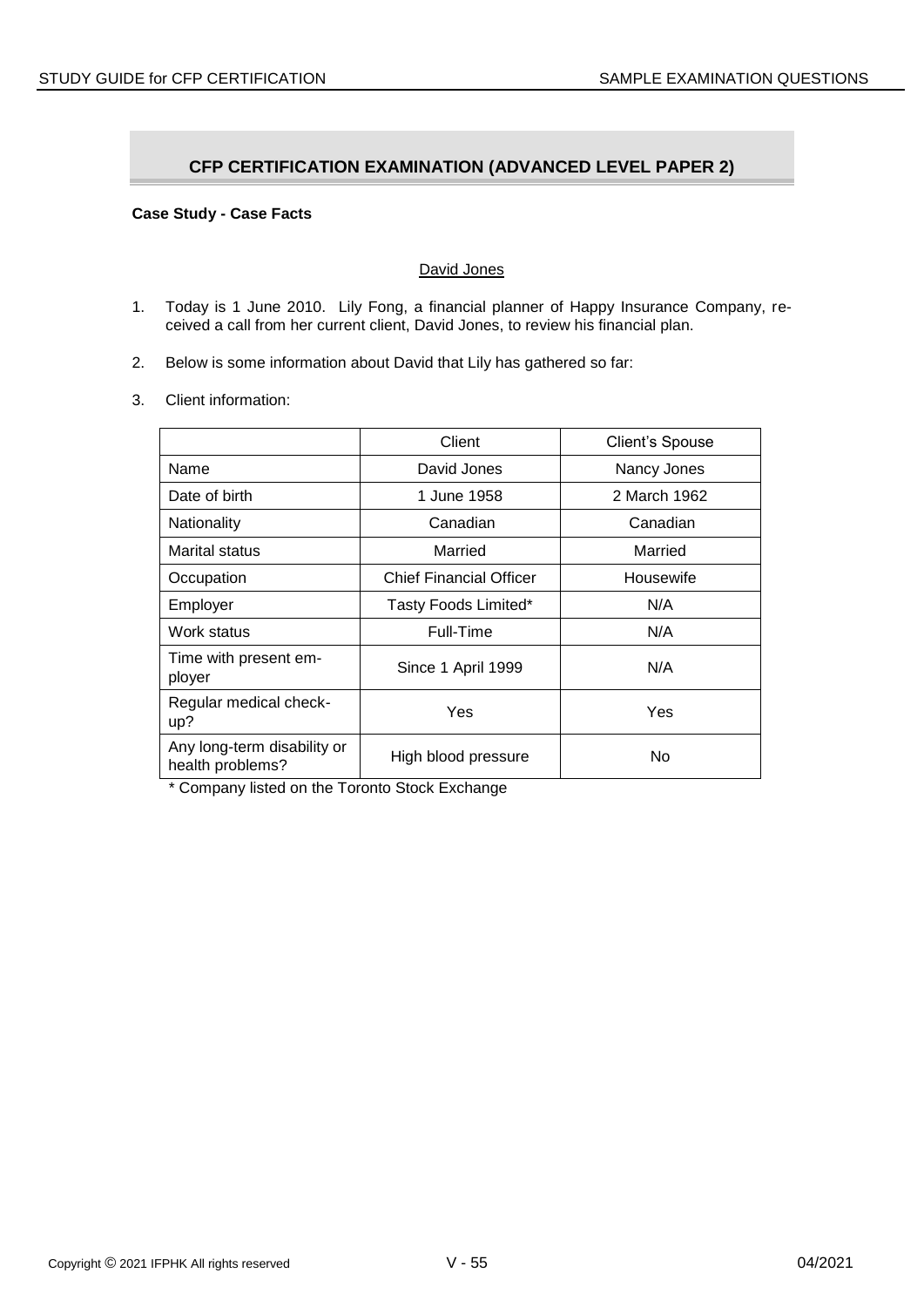## CFP CERTIFICATION EXAMINATION (ADVANCED LEVEL PAPER 2)

**Case Study - Case Facts**

David Jones

1. Today is 1 June 2010. Lily Fong, a financial planner of Happy Insurance Company, received a call from her current client, David Jones, to review his financial plan.

2. Below is some information about David that Lily has gathered so far:

3. Client information:

| | Client | Client's Spouse |
|---|---|---|
| Name | David Jones | Nancy Jones |
| Date of birth | 1 June 1958 | 2 March 1962 |
| Nationality | Canadian | Canadian |
| Marital status | Married | Married |
| Occupation | Chief Financial Officer | Housewife |
| Employer | Tasty Foods Limited* | N/A |
| Work status | Full-Time | N/A |
| Time with present employer | Since 1 April 1999 | N/A |
| Regular medical check-up? | Yes | Yes |
| Any long-term disability or health problems? | High blood pressure | No |

\* Company listed on the Toronto Stock Exchange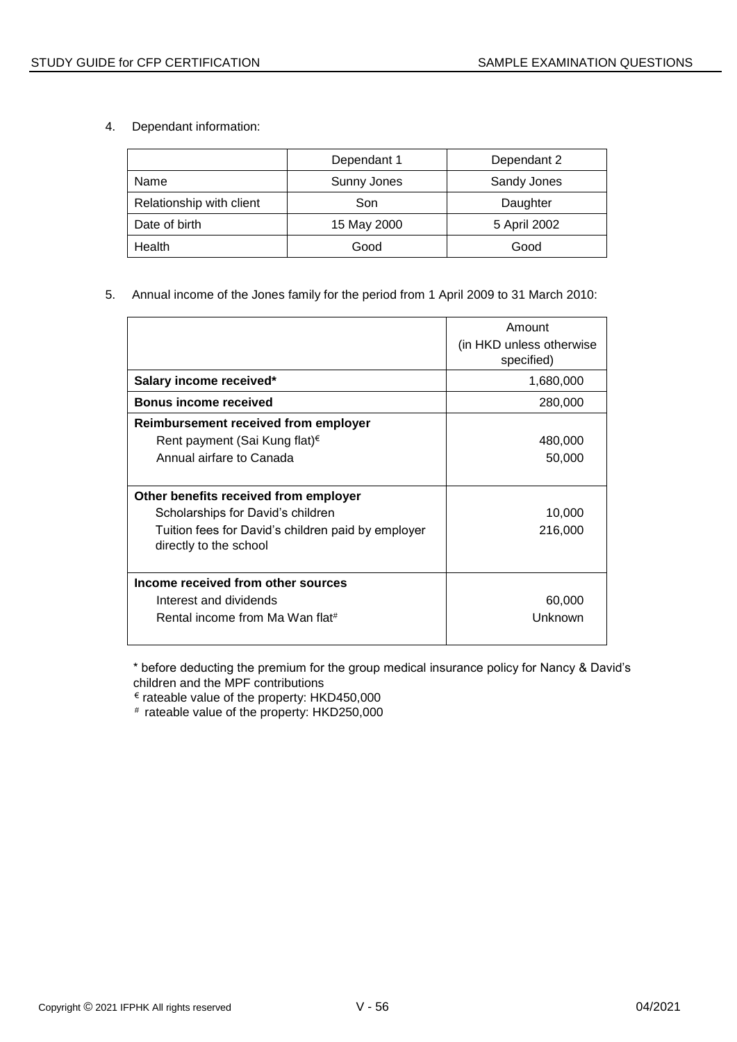4. Dependant information:

| | Dependant 1 | Dependant 2 |
|---|---|---|
| Name | Sunny Jones | Sandy Jones |
| Relationship with client | Son | Daughter |
| Date of birth | 15 May 2000 | 5 April 2002 |
| Health | Good | Good |

5. Annual income of the Jones family for the period from 1 April 2009 to 31 March 2010:

| | Amount (in HKD unless otherwise specified) |
|---|---|
| **Salary income received*** | 1,680,000 |
| **Bonus income received** | 280,000 |
| **Reimbursement received from employer** | |
| Rent payment (Sai Kung flat)€ | 480,000 |
| Annual airfare to Canada | 50,000 |
| **Other benefits received from employer** | |
| Scholarships for David's children | 10,000 |
| Tuition fees for David's children paid by employer directly to the school | 216,000 |
| **Income received from other sources** | |
| Interest and dividends | 60,000 |
| Rental income from Ma Wan flat# | Unknown |

* before deducting the premium for the group medical insurance policy for Nancy & David's children and the MPF contributions

€ rateable value of the property: HKD450,000

# rateable value of the property: HKD250,000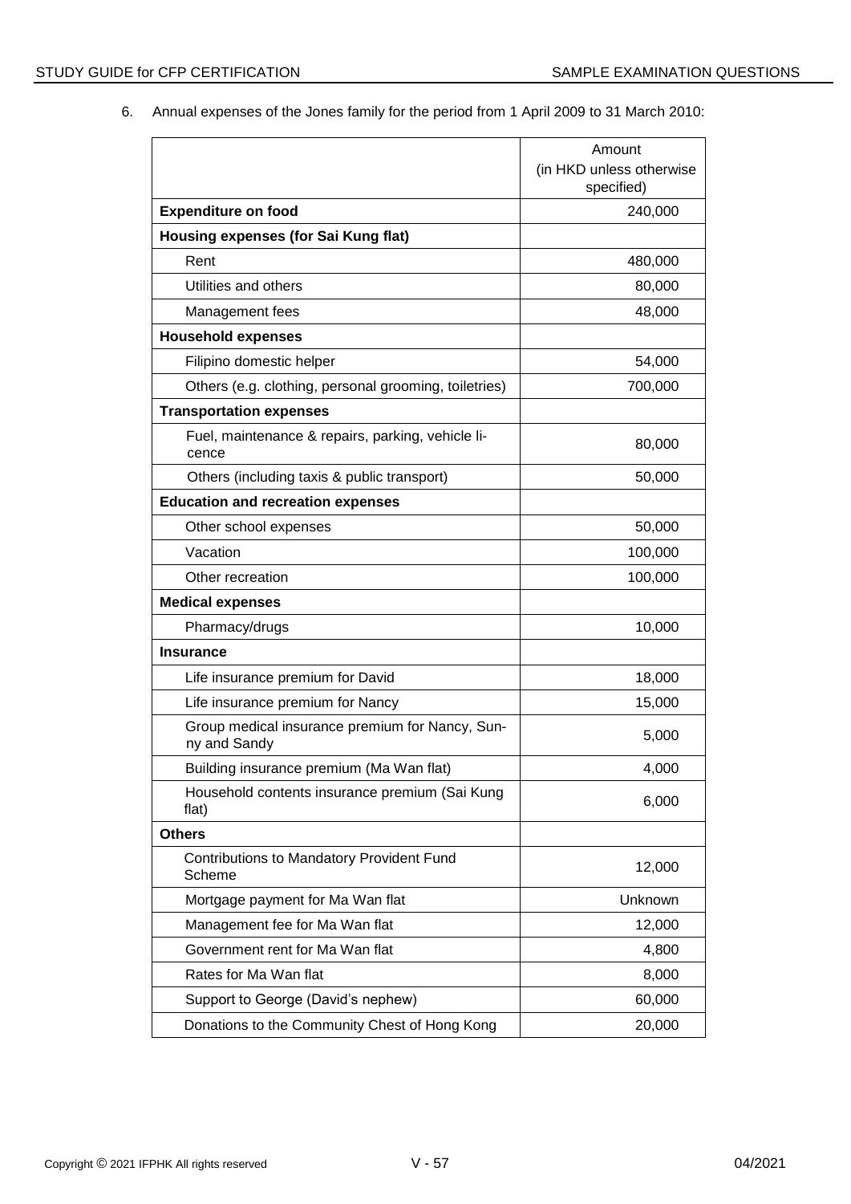6. Annual expenses of the Jones family for the period from 1 April 2009 to 31 March 2010:

| | Amount (in HKD unless otherwise specified) |
|---|---|
| **Expenditure on food** | 240,000 |
| **Housing expenses (for Sai Kung flat)** | |
| Rent | 480,000 |
| Utilities and others | 80,000 |
| Management fees | 48,000 |
| **Household expenses** | |
| Filipino domestic helper | 54,000 |
| Others (e.g. clothing, personal grooming, toiletries) | 700,000 |
| **Transportation expenses** | |
| Fuel, maintenance & repairs, parking, vehicle licence | 80,000 |
| Others (including taxis & public transport) | 50,000 |
| **Education and recreation expenses** | |
| Other school expenses | 50,000 |
| Vacation | 100,000 |
| Other recreation | 100,000 |
| **Medical expenses** | |
| Pharmacy/drugs | 10,000 |
| **Insurance** | |
| Life insurance premium for David | 18,000 |
| Life insurance premium for Nancy | 15,000 |
| Group medical insurance premium for Nancy, Sunny and Sandy | 5,000 |
| Building insurance premium (Ma Wan flat) | 4,000 |
| Household contents insurance premium (Sai Kung flat) | 6,000 |
| **Others** | |
| Contributions to Mandatory Provident Fund Scheme | 12,000 |
| Mortgage payment for Ma Wan flat | Unknown |
| Management fee for Ma Wan flat | 12,000 |
| Government rent for Ma Wan flat | 4,800 |
| Rates for Ma Wan flat | 8,000 |
| Support to George (David's nephew) | 60,000 |
| Donations to the Community Chest of Hong Kong | 20,000 |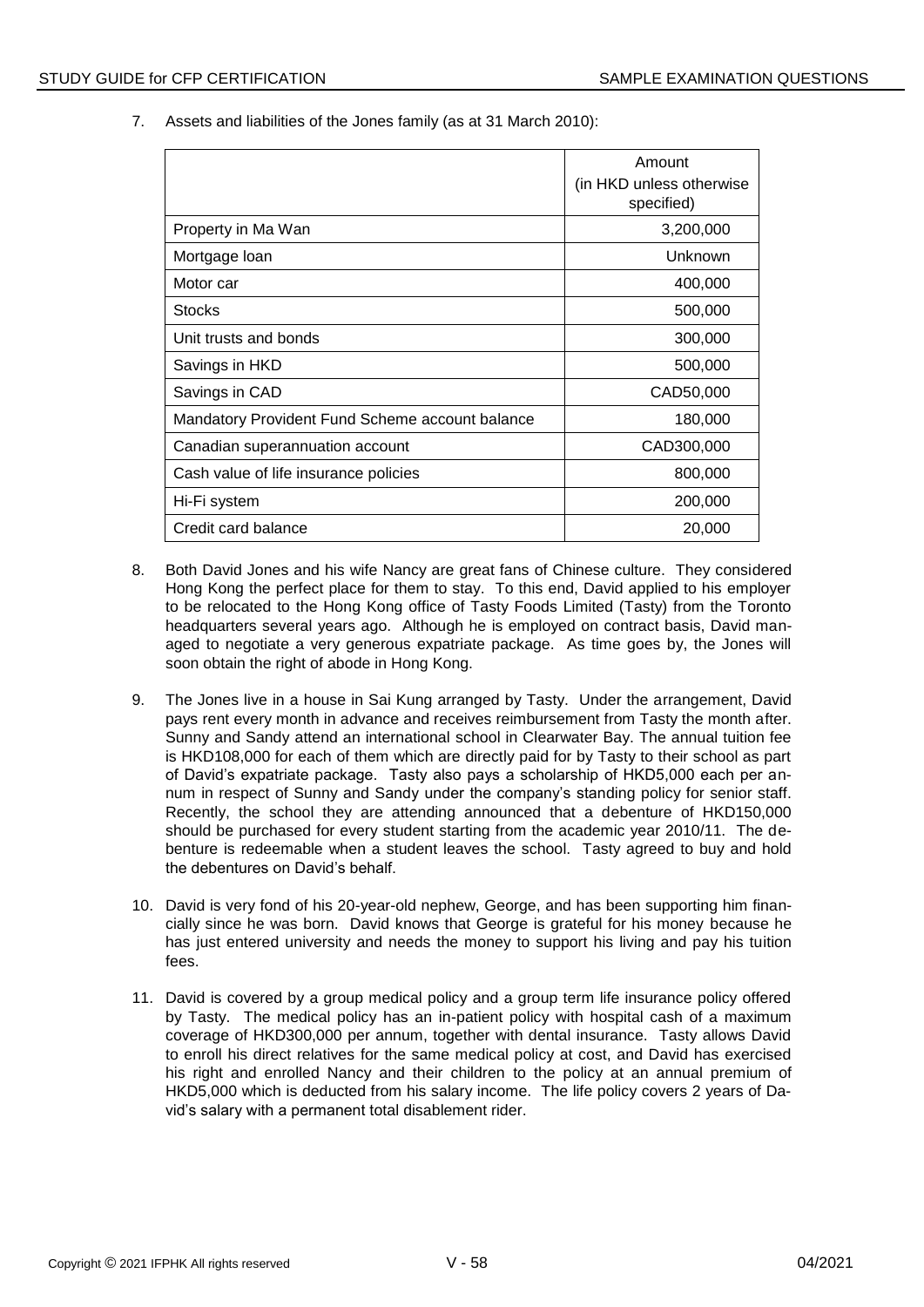7. Assets and liabilities of the Jones family (as at 31 March 2010):

| | Amount (in HKD unless otherwise specified) |
|---|---|
| Property in Ma Wan | 3,200,000 |
| Mortgage loan | Unknown |
| Motor car | 400,000 |
| Stocks | 500,000 |
| Unit trusts and bonds | 300,000 |
| Savings in HKD | 500,000 |
| Savings in CAD | CAD50,000 |
| Mandatory Provident Fund Scheme account balance | 180,000 |
| Canadian superannuation account | CAD300,000 |
| Cash value of life insurance policies | 800,000 |
| Hi-Fi system | 200,000 |
| Credit card balance | 20,000 |

8. Both David Jones and his wife Nancy are great fans of Chinese culture. They considered Hong Kong the perfect place for them to stay. To this end, David applied to his employer to be relocated to the Hong Kong office of Tasty Foods Limited (Tasty) from the Toronto headquarters several years ago. Although he is employed on contract basis, David managed to negotiate a very generous expatriate package. As time goes by, the Jones will soon obtain the right of abode in Hong Kong.

9. The Jones live in a house in Sai Kung arranged by Tasty. Under the arrangement, David pays rent every month in advance and receives reimbursement from Tasty the month after. Sunny and Sandy attend an international school in Clearwater Bay. The annual tuition fee is HKD108,000 for each of them which are directly paid for by Tasty to their school as part of David's expatriate package. Tasty also pays a scholarship of HKD5,000 each per annum in respect of Sunny and Sandy under the company's standing policy for senior staff. Recently, the school they are attending announced that a debenture of HKD150,000 should be purchased for every student starting from the academic year 2010/11. The debenture is redeemable when a student leaves the school. Tasty agreed to buy and hold the debentures on David's behalf.

10. David is very fond of his 20-year-old nephew, George, and has been supporting him financially since he was born. David knows that George is grateful for his money because he has just entered university and needs the money to support his living and pay his tuition fees.

11. David is covered by a group medical policy and a group term life insurance policy offered by Tasty. The medical policy has an in-patient policy with hospital cash of a maximum coverage of HKD300,000 per annum, together with dental insurance. Tasty allows David to enroll his direct relatives for the same medical policy at cost, and David has exercised his right and enrolled Nancy and their children to the policy at an annual premium of HKD5,000 which is deducted from his salary income. The life policy covers 2 years of David's salary with a permanent total disablement rider.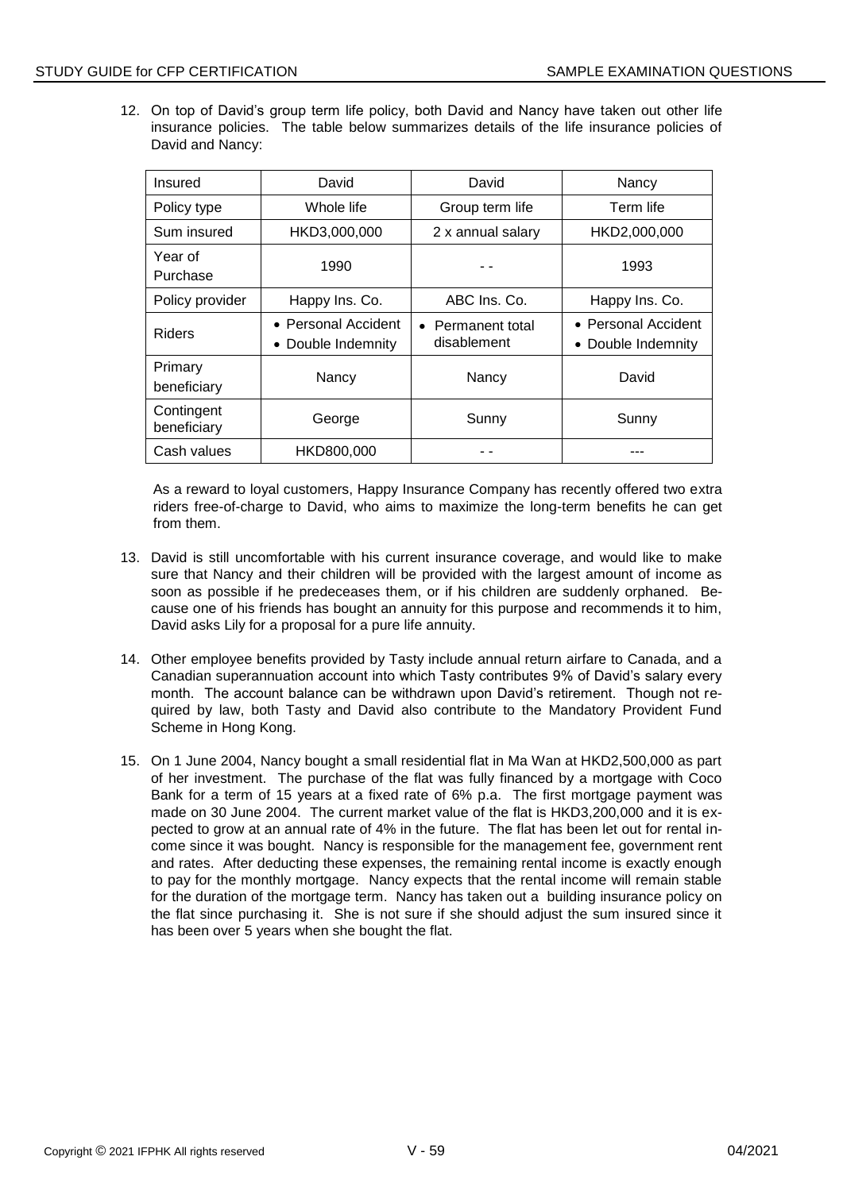12. On top of David's group term life policy, both David and Nancy have taken out other life insurance policies. The table below summarizes details of the life insurance policies of David and Nancy:

| Insured | David | David | Nancy |
|---|---|---|---|
| Policy type | Whole life | Group term life | Term life |
| Sum insured | HKD3,000,000 | 2 x annual salary | HKD2,000,000 |
| Year of Purchase | 1990 | - - | 1993 |
| Policy provider | Happy Ins. Co. | ABC Ins. Co. | Happy Ins. Co. |
| Riders | • Personal Accident<br>• Double Indemnity | • Permanent total disablement | • Personal Accident<br>• Double Indemnity |
| Primary beneficiary | Nancy | Nancy | David |
| Contingent beneficiary | George | Sunny | Sunny |
| Cash values | HKD800,000 | - - | --- |

As a reward to loyal customers, Happy Insurance Company has recently offered two extra riders free-of-charge to David, who aims to maximize the long-term benefits he can get from them.

13. David is still uncomfortable with his current insurance coverage, and would like to make sure that Nancy and their children will be provided with the largest amount of income as soon as possible if he predeceases them, or if his children are suddenly orphaned. Because one of his friends has bought an annuity for this purpose and recommends it to him, David asks Lily for a proposal for a pure life annuity.

14. Other employee benefits provided by Tasty include annual return airfare to Canada, and a Canadian superannuation account into which Tasty contributes 9% of David's salary every month. The account balance can be withdrawn upon David's retirement. Though not required by law, both Tasty and David also contribute to the Mandatory Provident Fund Scheme in Hong Kong.

15. On 1 June 2004, Nancy bought a small residential flat in Ma Wan at HKD2,500,000 as part of her investment. The purchase of the flat was fully financed by a mortgage with Coco Bank for a term of 15 years at a fixed rate of 6% p.a. The first mortgage payment was made on 30 June 2004. The current market value of the flat is HKD3,200,000 and it is expected to grow at an annual rate of 4% in the future. The flat has been let out for rental income since it was bought. Nancy is responsible for the management fee, government rent and rates. After deducting these expenses, the remaining rental income is exactly enough to pay for the monthly mortgage. Nancy expects that the rental income will remain stable for the duration of the mortgage term. Nancy has taken out a building insurance policy on the flat since purchasing it. She is not sure if she should adjust the sum insured since it has been over 5 years when she bought the flat.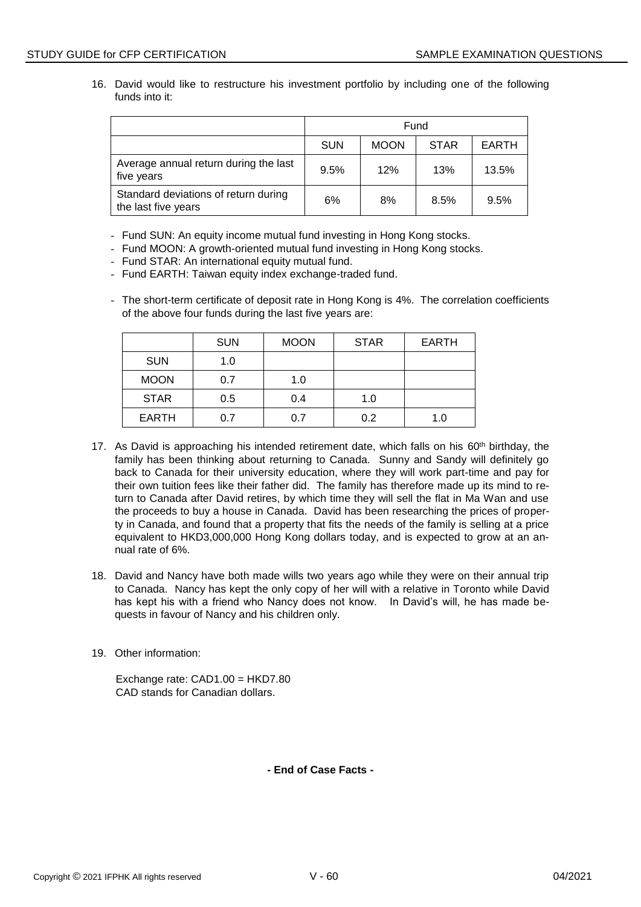16. David would like to restructure his investment portfolio by including one of the following funds into it:

| | Fund | | | |
|---|---|---|---|---|
| | SUN | MOON | STAR | EARTH |
| Average annual return during the last five years | 9.5% | 12% | 13% | 13.5% |
| Standard deviations of return during the last five years | 6% | 8% | 8.5% | 9.5% |

- Fund SUN: An equity income mutual fund investing in Hong Kong stocks.
- Fund MOON: A growth-oriented mutual fund investing in Hong Kong stocks.
- Fund STAR: An international equity mutual fund.
- Fund EARTH: Taiwan equity index exchange-traded fund.
- The short-term certificate of deposit rate in Hong Kong is 4%. The correlation coefficients of the above four funds during the last five years are:

| | SUN | MOON | STAR | EARTH |
|---|---|---|---|---|
| SUN | 1.0 | | | |
| MOON | 0.7 | 1.0 | | |
| STAR | 0.5 | 0.4 | 1.0 | |
| EARTH | 0.7 | 0.7 | 0.2 | 1.0 |

17. As David is approaching his intended retirement date, which falls on his 60th birthday, the family has been thinking about returning to Canada. Sunny and Sandy will definitely go back to Canada for their university education, where they will work part-time and pay for their own tuition fees like their father did. The family has therefore made up its mind to return to Canada after David retires, by which time they will sell the flat in Ma Wan and use the proceeds to buy a house in Canada. David has been researching the prices of property in Canada, and found that a property that fits the needs of the family is selling at a price equivalent to HKD3,000,000 Hong Kong dollars today, and is expected to grow at an annual rate of 6%.

18. David and Nancy have both made wills two years ago while they were on their annual trip to Canada. Nancy has kept the only copy of her will with a relative in Toronto while David has kept his with a friend who Nancy does not know. In David's will, he has made bequests in favour of Nancy and his children only.

19. Other information:

    Exchange rate: CAD1.00 = HKD7.80
    CAD stands for Canadian dollars.

**- End of Case Facts -**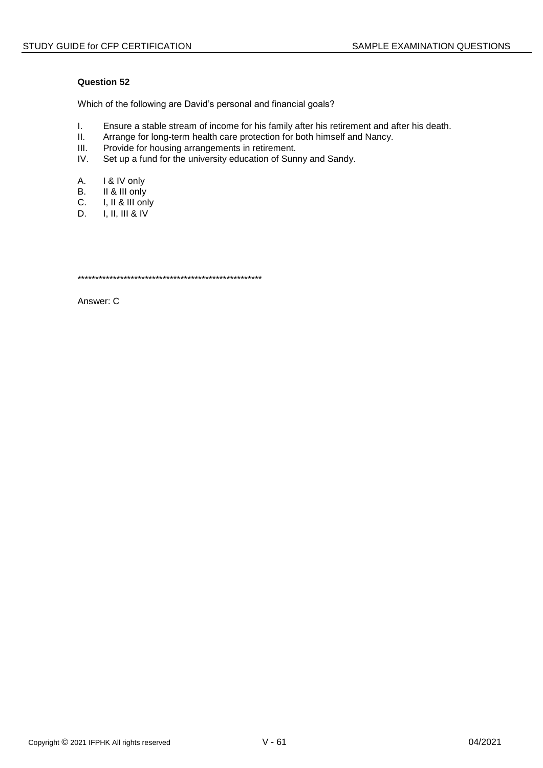**Question 52**

Which of the following are David's personal and financial goals?

I. Ensure a stable stream of income for his family after his retirement and after his death.
II. Arrange for long-term health care protection for both himself and Nancy.
III. Provide for housing arrangements in retirement.
IV. Set up a fund for the university education of Sunny and Sandy.

A. I & IV only
B. II & III only
C. I, II & III only
D. I, II, III & IV

****************************************************

Answer: C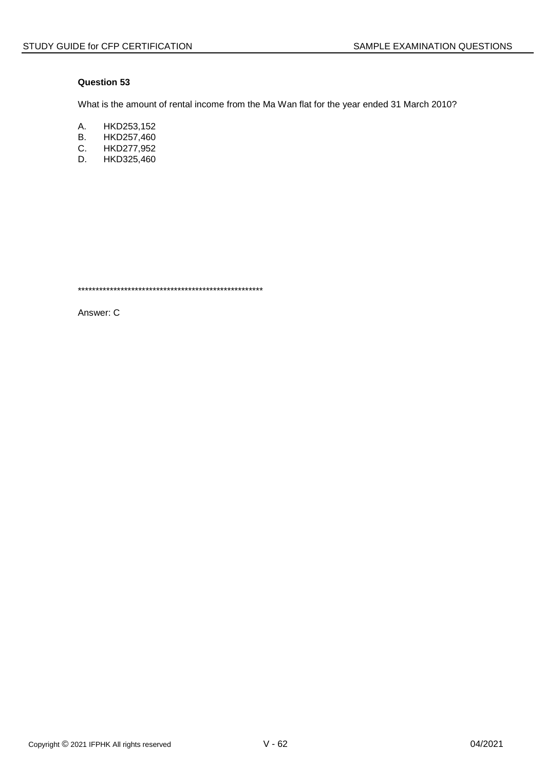**Question 53**

What is the amount of rental income from the Ma Wan flat for the year ended 31 March 2010?

A. HKD253,152
B. HKD257,460
C. HKD277,952
D. HKD325,460

******************************************************

Answer: C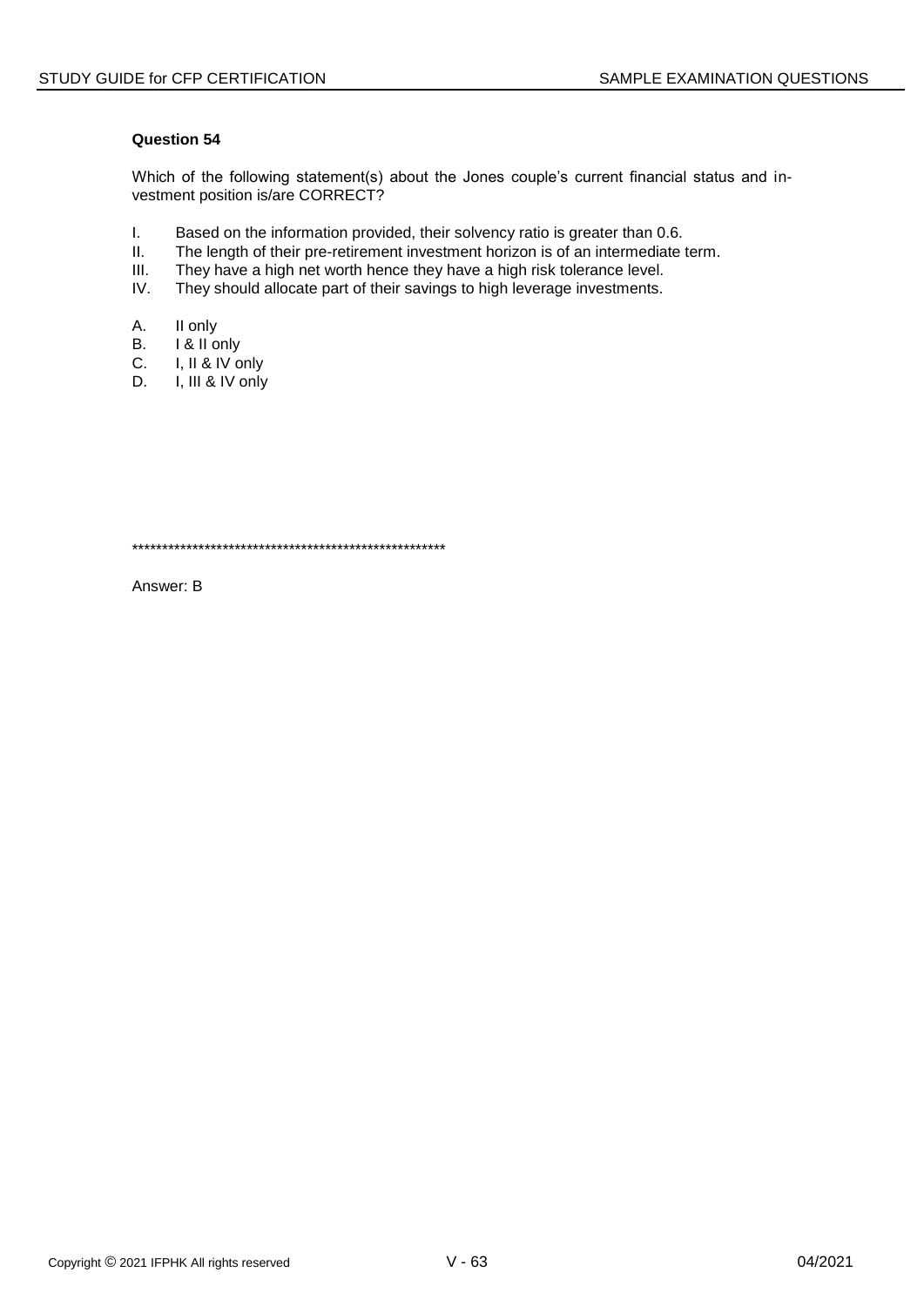### Question 54

Which of the following statement(s) about the Jones couple's current financial status and investment position is/are CORRECT?

I. Based on the information provided, their solvency ratio is greater than 0.6.
II. The length of their pre-retirement investment horizon is of an intermediate term.
III. They have a high net worth hence they have a high risk tolerance level.
IV. They should allocate part of their savings to high leverage investments.

A. II only
B. I & II only
C. I, II & IV only
D. I, III & IV only

*****************************************************

Answer: B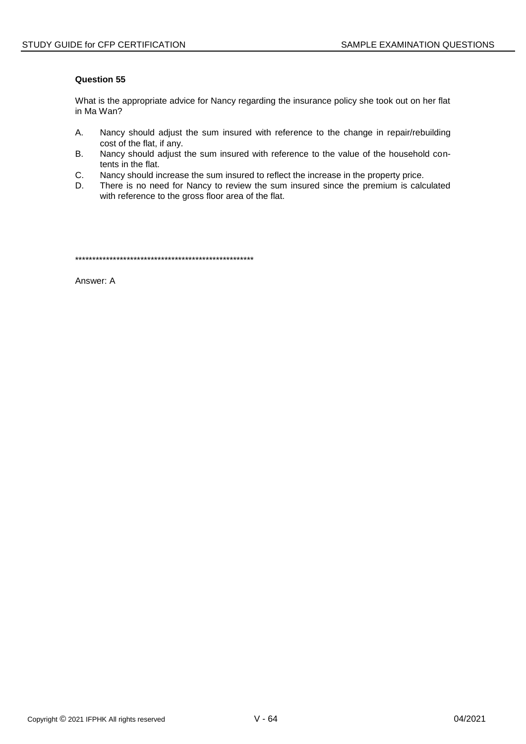**Question 55**

What is the appropriate advice for Nancy regarding the insurance policy she took out on her flat in Ma Wan?

A. Nancy should adjust the sum insured with reference to the change in repair/rebuilding cost of the flat, if any.
B. Nancy should adjust the sum insured with reference to the value of the household contents in the flat.
C. Nancy should increase the sum insured to reflect the increase in the property price.
D. There is no need for Nancy to review the sum insured since the premium is calculated with reference to the gross floor area of the flat.

*****************************************************

Answer: A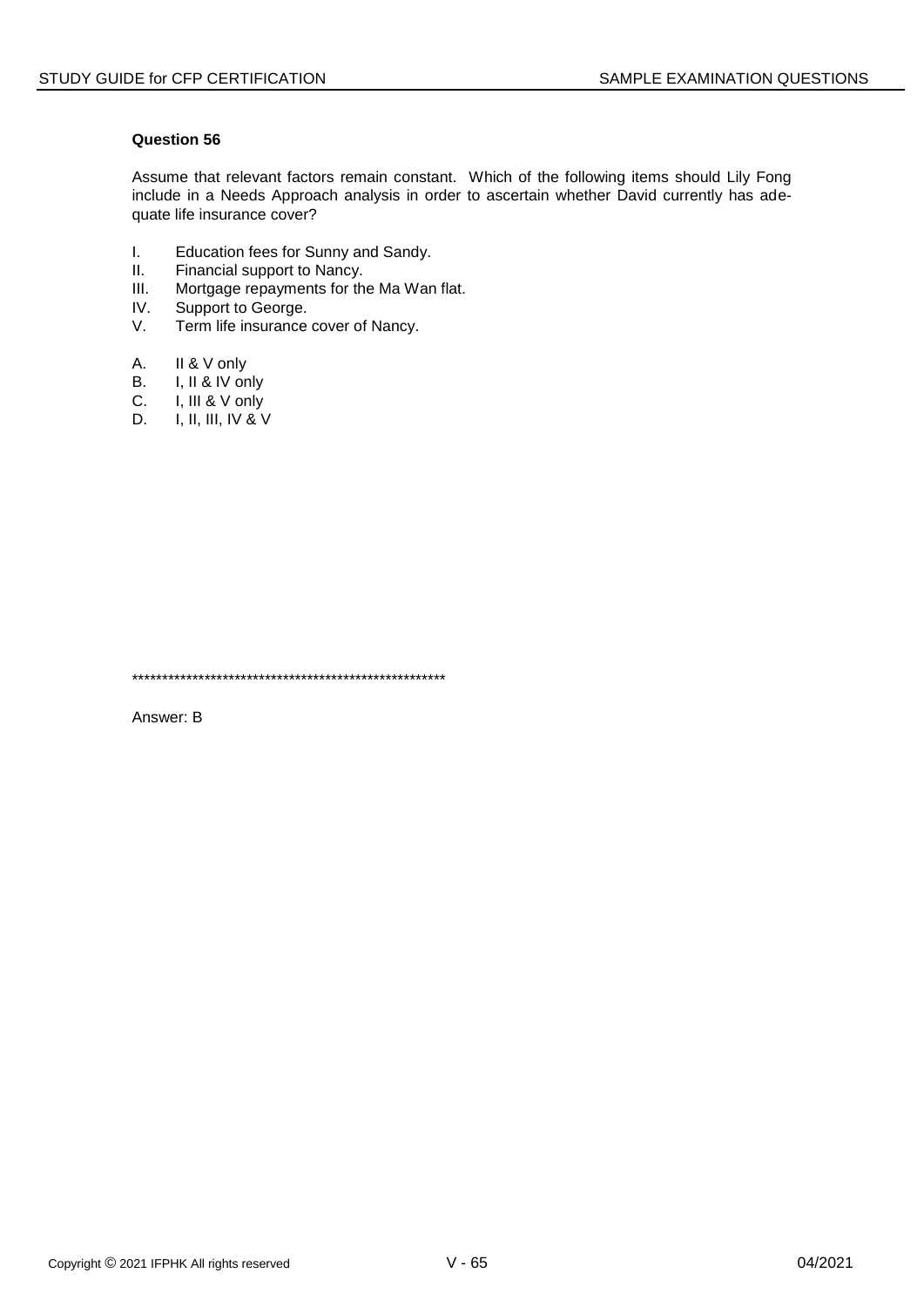**Question 56**

Assume that relevant factors remain constant. Which of the following items should Lily Fong include in a Needs Approach analysis in order to ascertain whether David currently has adequate life insurance cover?

I. Education fees for Sunny and Sandy.
II. Financial support to Nancy.
III. Mortgage repayments for the Ma Wan flat.
IV. Support to George.
V. Term life insurance cover of Nancy.

A. II & V only
B. I, II & IV only
C. I, III & V only
D. I, II, III, IV & V

******************************************************

Answer: B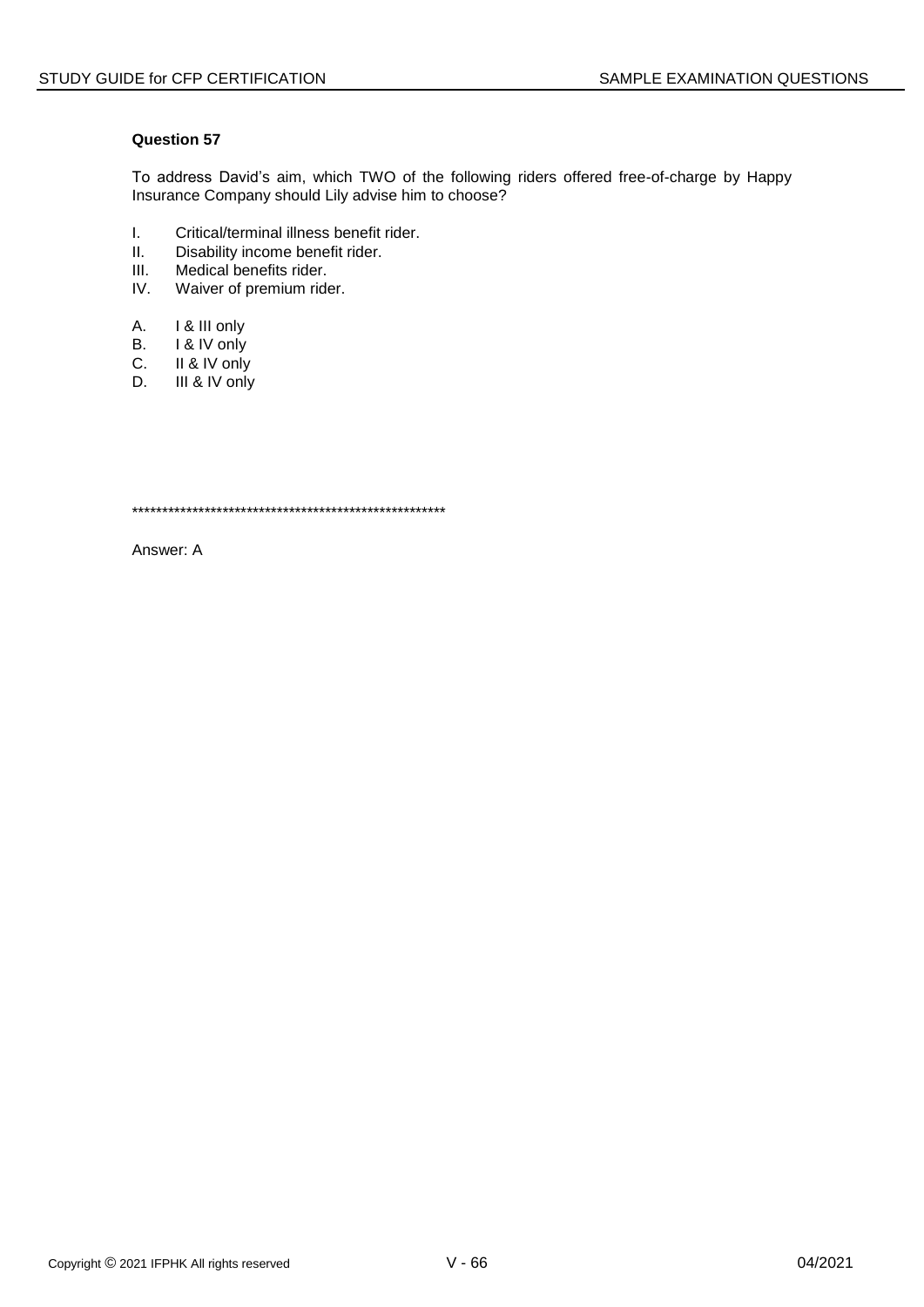**Question 57**

To address David's aim, which TWO of the following riders offered free-of-charge by Happy Insurance Company should Lily advise him to choose?

I. Critical/terminal illness benefit rider.
II. Disability income benefit rider.
III. Medical benefits rider.
IV. Waiver of premium rider.

A. I & III only
B. I & IV only
C. II & IV only
D. III & IV only

******************************************************

Answer: A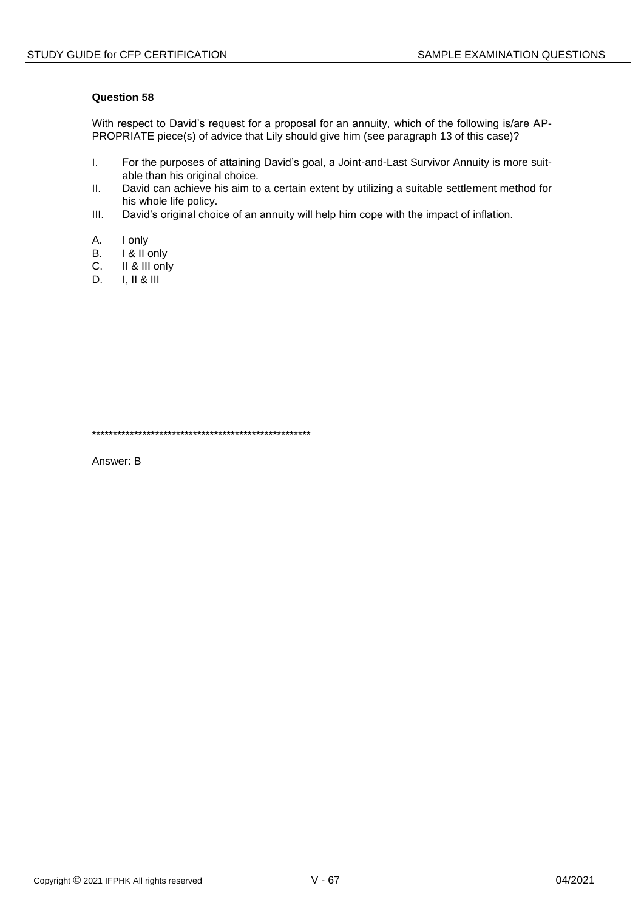**Question 58**

With respect to David's request for a proposal for an annuity, which of the following is/are APPROPRIATE piece(s) of advice that Lily should give him (see paragraph 13 of this case)?

I. For the purposes of attaining David's goal, a Joint-and-Last Survivor Annuity is more suitable than his original choice.
II. David can achieve his aim to a certain extent by utilizing a suitable settlement method for his whole life policy.
III. David's original choice of an annuity will help him cope with the impact of inflation.

A. I only
B. I & II only
C. II & III only
D. I, II & III

*****************************************************

Answer: B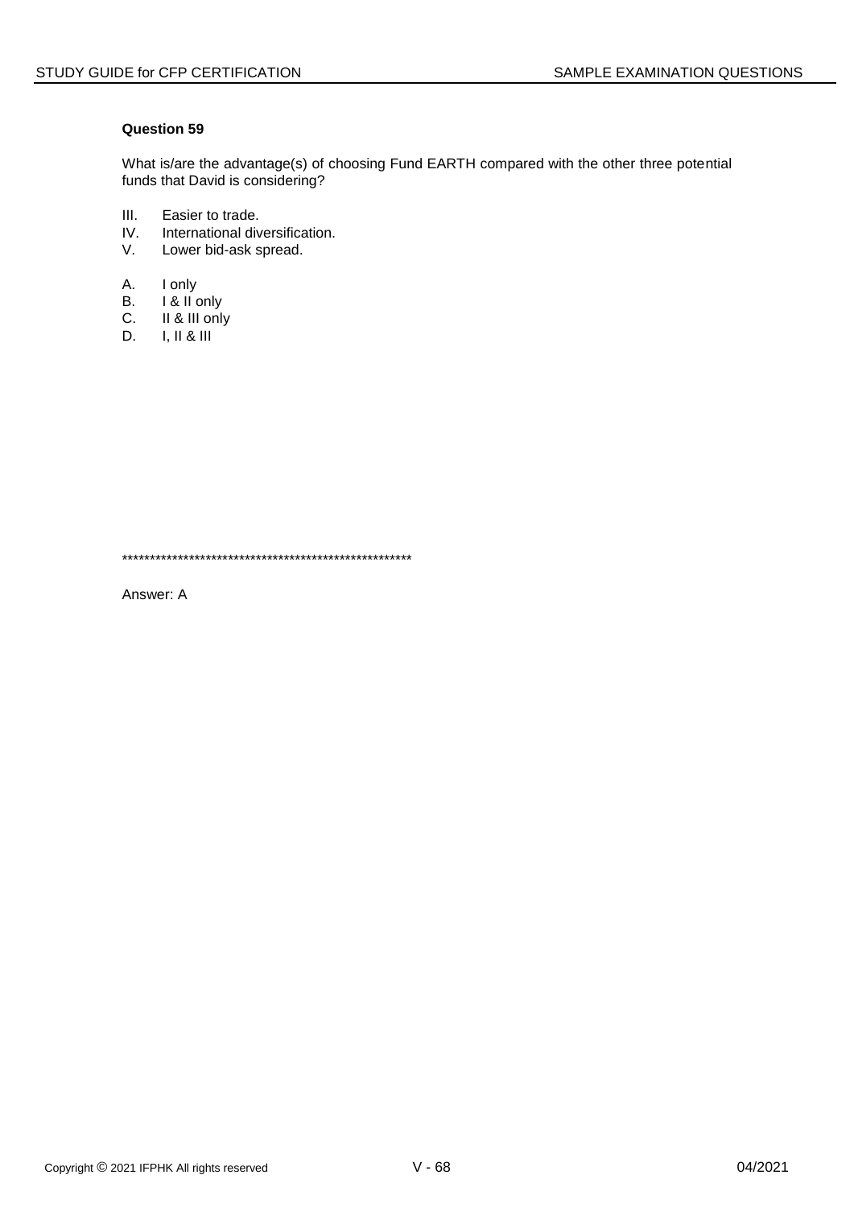**Question 59**

What is/are the advantage(s) of choosing Fund EARTH compared with the other three potential funds that David is considering?

III. Easier to trade.
IV. International diversification.
V. Lower bid-ask spread.

A. I only
B. I & II only
C. II & III only
D. I, II & III

*****************************************************

Answer: A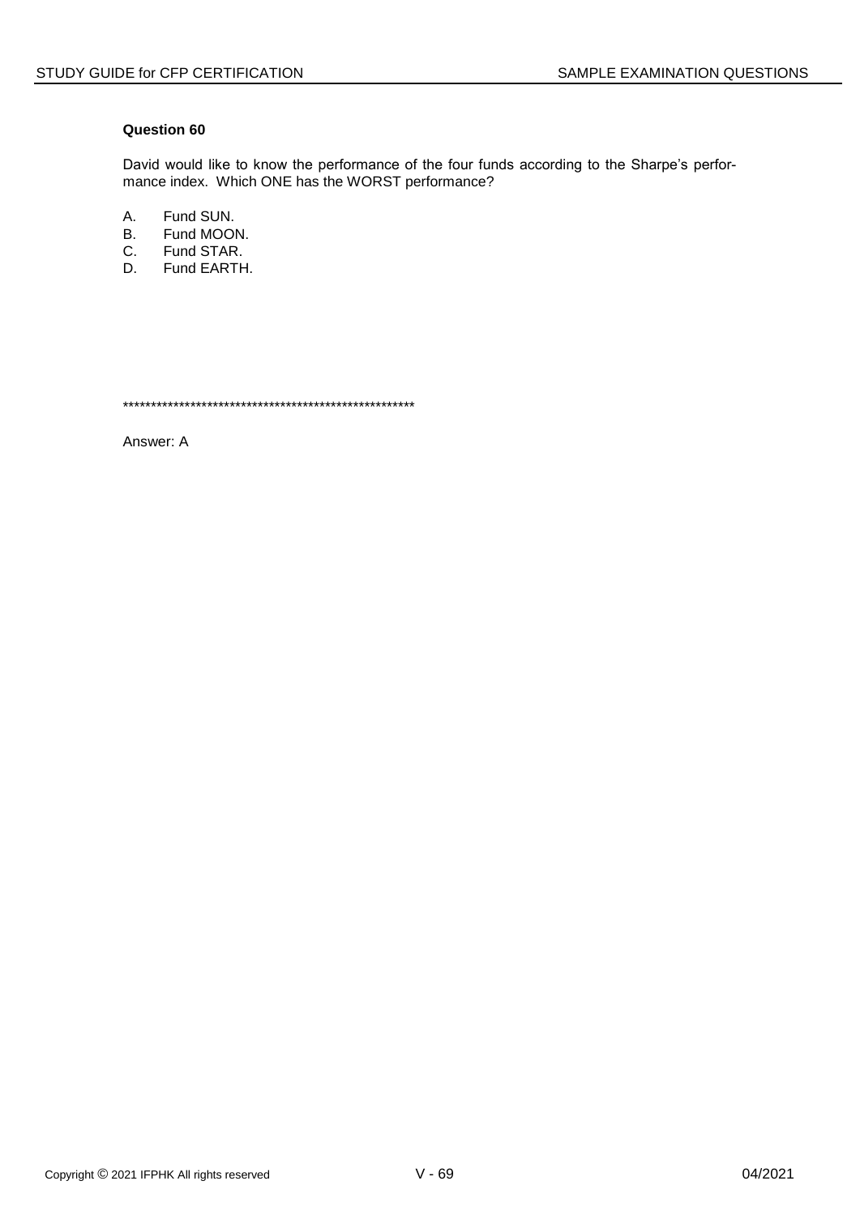**Question 60**

David would like to know the performance of the four funds according to the Sharpe's performance index. Which ONE has the WORST performance?

A. Fund SUN.
B. Fund MOON.
C. Fund STAR.
D. Fund EARTH.

****************************************************

Answer: A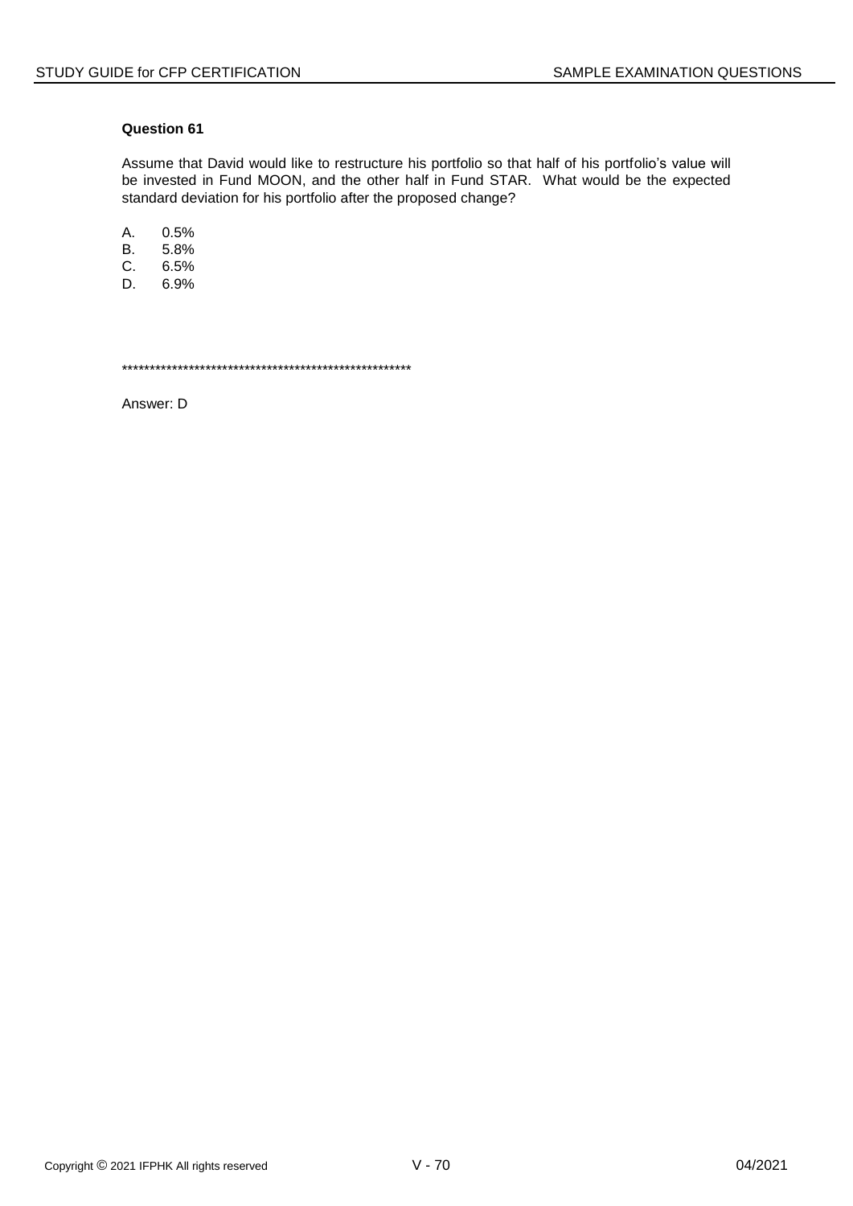**Question 61**

Assume that David would like to restructure his portfolio so that half of his portfolio's value will be invested in Fund MOON, and the other half in Fund STAR. What would be the expected standard deviation for his portfolio after the proposed change?

A. 0.5%
B. 5.8%
C. 6.5%
D. 6.9%

******************************************************

Answer: D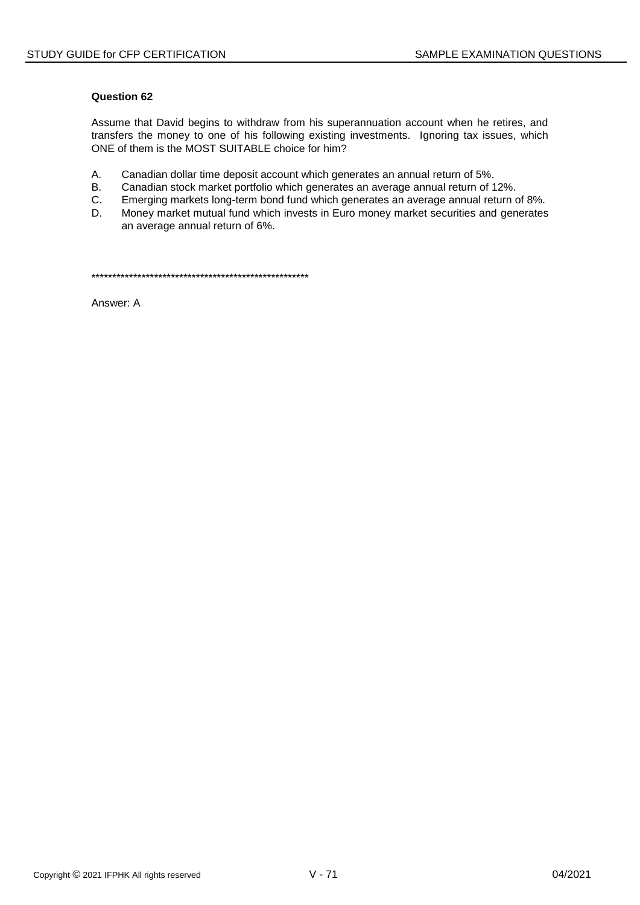### Question 62

Assume that David begins to withdraw from his superannuation account when he retires, and transfers the money to one of his following existing investments. Ignoring tax issues, which ONE of them is the MOST SUITABLE choice for him?

A. Canadian dollar time deposit account which generates an annual return of 5%.
B. Canadian stock market portfolio which generates an average annual return of 12%.
C. Emerging markets long-term bond fund which generates an average annual return of 8%.
D. Money market mutual fund which invests in Euro money market securities and generates an average annual return of 6%.

*****************************************************

Answer: A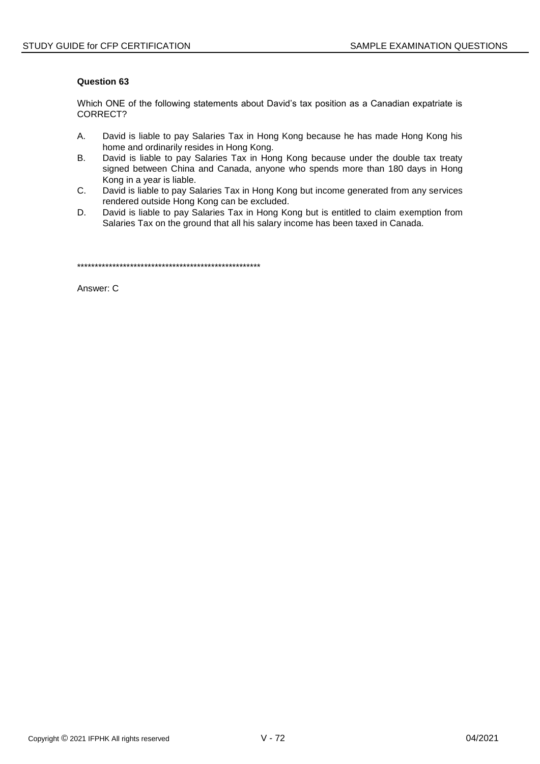**Question 63**

Which ONE of the following statements about David's tax position as a Canadian expatriate is CORRECT?

A. David is liable to pay Salaries Tax in Hong Kong because he has made Hong Kong his home and ordinarily resides in Hong Kong.

B. David is liable to pay Salaries Tax in Hong Kong because under the double tax treaty signed between China and Canada, anyone who spends more than 180 days in Hong Kong in a year is liable.

C. David is liable to pay Salaries Tax in Hong Kong but income generated from any services rendered outside Hong Kong can be excluded.

D. David is liable to pay Salaries Tax in Hong Kong but is entitled to claim exemption from Salaries Tax on the ground that all his salary income has been taxed in Canada.

*****************************************************

Answer: C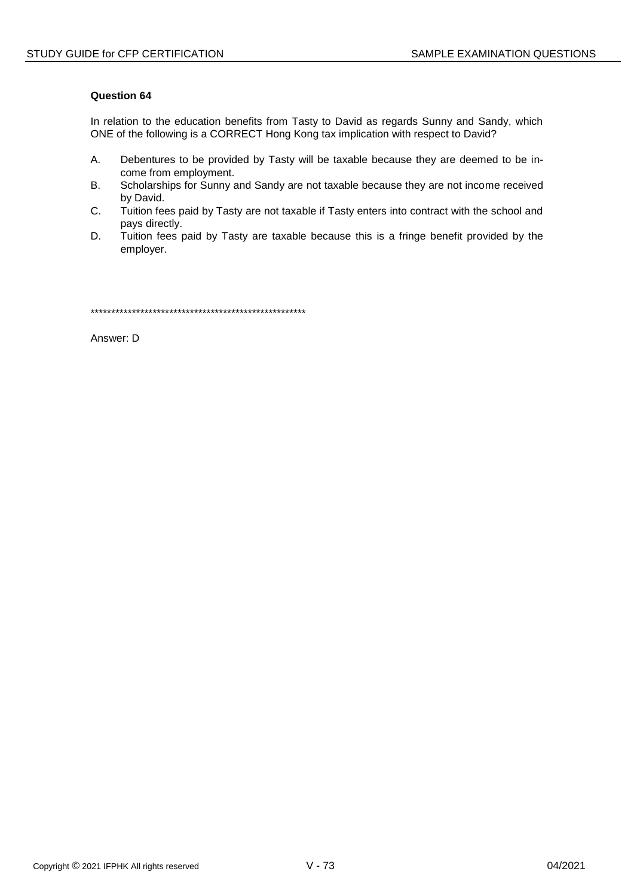**Question 64**

In relation to the education benefits from Tasty to David as regards Sunny and Sandy, which ONE of the following is a CORRECT Hong Kong tax implication with respect to David?

A. Debentures to be provided by Tasty will be taxable because they are deemed to be income from employment.
B. Scholarships for Sunny and Sandy are not taxable because they are not income received by David.
C. Tuition fees paid by Tasty are not taxable if Tasty enters into contract with the school and pays directly.
D. Tuition fees paid by Tasty are taxable because this is a fringe benefit provided by the employer.

*****************************************************

Answer: D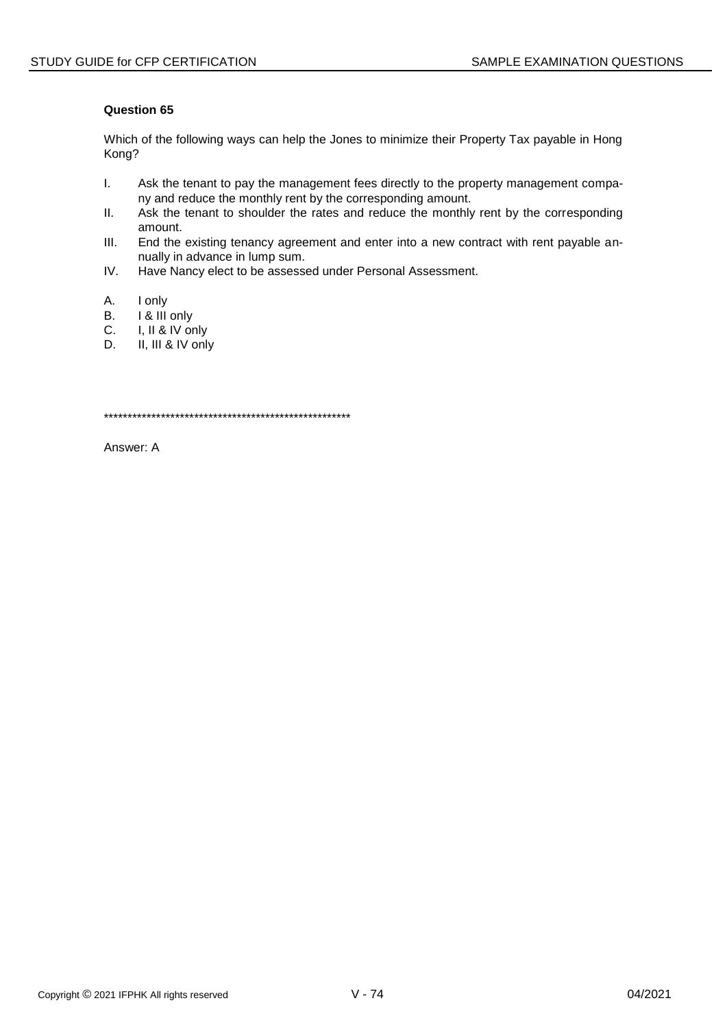**Question 65**

Which of the following ways can help the Jones to minimize their Property Tax payable in Hong Kong?

I. Ask the tenant to pay the management fees directly to the property management company and reduce the monthly rent by the corresponding amount.
II. Ask the tenant to shoulder the rates and reduce the monthly rent by the corresponding amount.
III. End the existing tenancy agreement and enter into a new contract with rent payable annually in advance in lump sum.
IV. Have Nancy elect to be assessed under Personal Assessment.

A. I only
B. I & III only
C. I, II & IV only
D. II, III & IV only

*****************************************************

Answer: A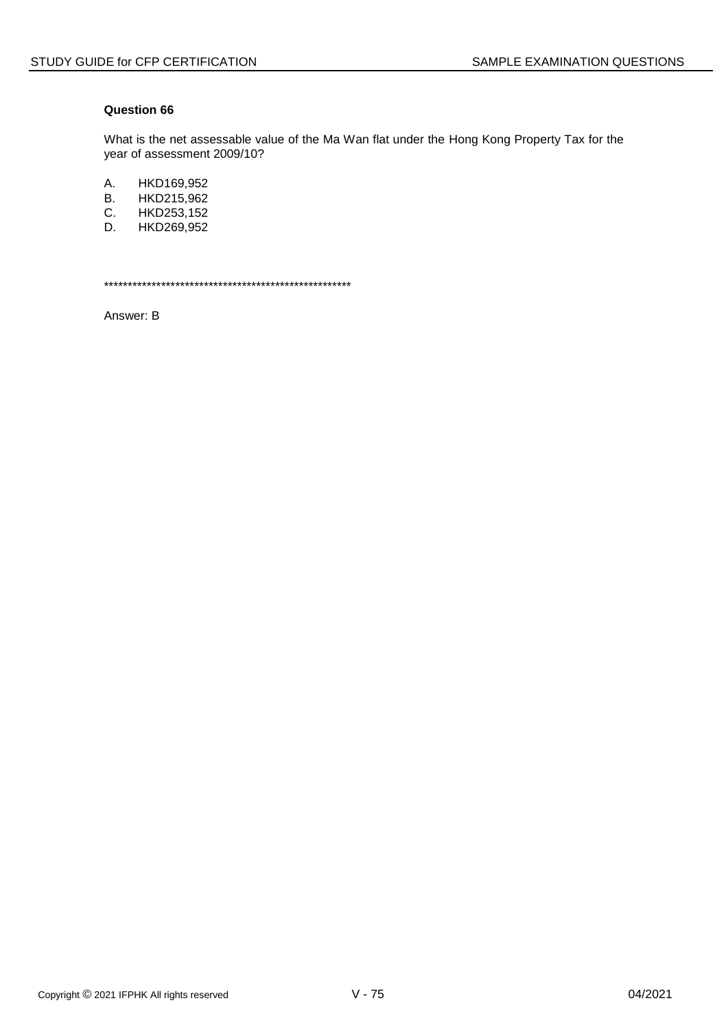### Question 66

What is the net assessable value of the Ma Wan flat under the Hong Kong Property Tax for the year of assessment 2009/10?

A. HKD169,952
B. HKD215,962
C. HKD253,152
D. HKD269,952

*****************************************************

Answer: B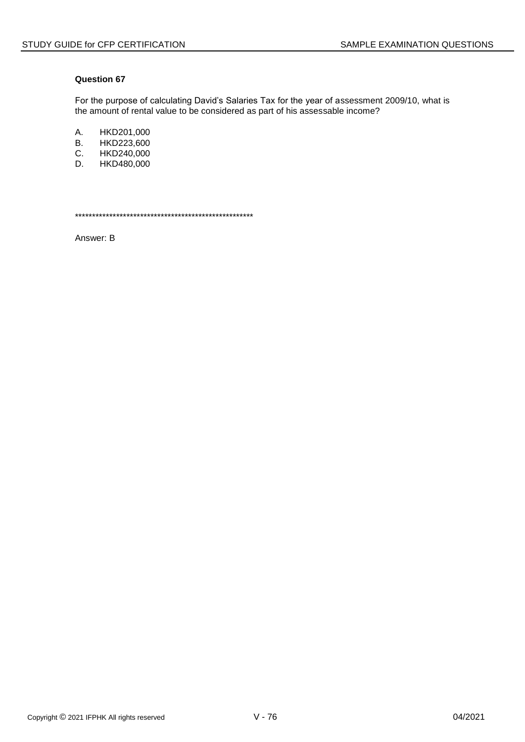### Question 67

For the purpose of calculating David's Salaries Tax for the year of assessment 2009/10, what is the amount of rental value to be considered as part of his assessable income?

A. HKD201,000
B. HKD223,600
C. HKD240,000
D. HKD480,000

*****************************************************

Answer: B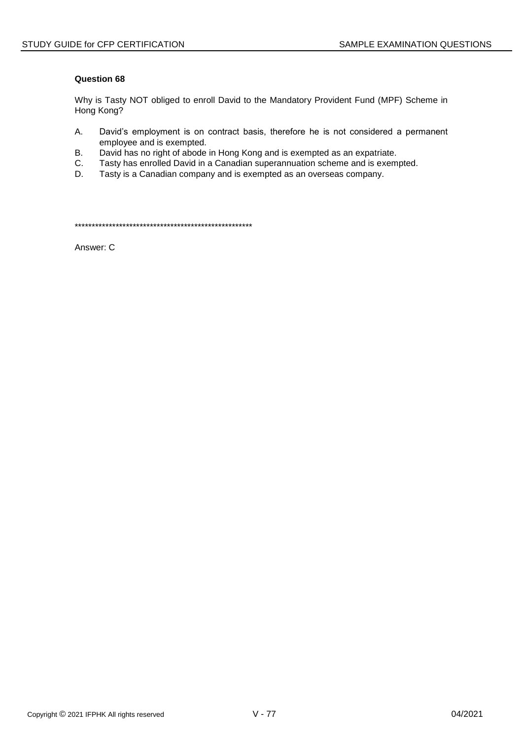**Question 68**

Why is Tasty NOT obliged to enroll David to the Mandatory Provident Fund (MPF) Scheme in Hong Kong?

A. David's employment is on contract basis, therefore he is not considered a permanent employee and is exempted.
B. David has no right of abode in Hong Kong and is exempted as an expatriate.
C. Tasty has enrolled David in a Canadian superannuation scheme and is exempted.
D. Tasty is a Canadian company and is exempted as an overseas company.

*****************************************************

Answer: C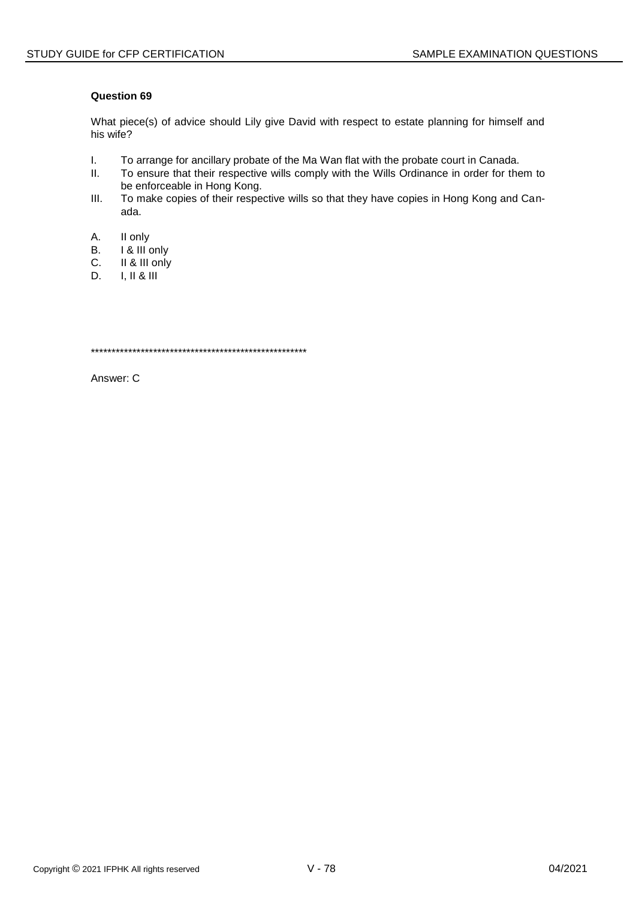**Question 69**

What piece(s) of advice should Lily give David with respect to estate planning for himself and his wife?

I. To arrange for ancillary probate of the Ma Wan flat with the probate court in Canada.
II. To ensure that their respective wills comply with the Wills Ordinance in order for them to be enforceable in Hong Kong.
III. To make copies of their respective wills so that they have copies in Hong Kong and Canada.

A. II only
B. I & III only
C. II & III only
D. I, II & III

*****************************************************

Answer: C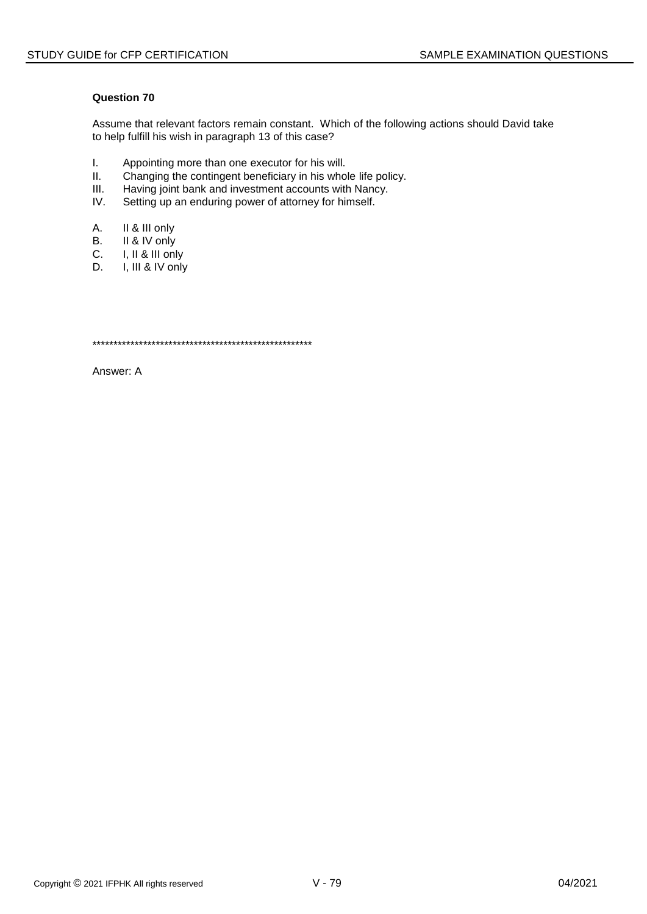**Question 70**

Assume that relevant factors remain constant. Which of the following actions should David take to help fulfill his wish in paragraph 13 of this case?

I. Appointing more than one executor for his will.
II. Changing the contingent beneficiary in his whole life policy.
III. Having joint bank and investment accounts with Nancy.
IV. Setting up an enduring power of attorney for himself.

A. II & III only
B. II & IV only
C. I, II & III only
D. I, III & IV only

******************************************************

Answer: A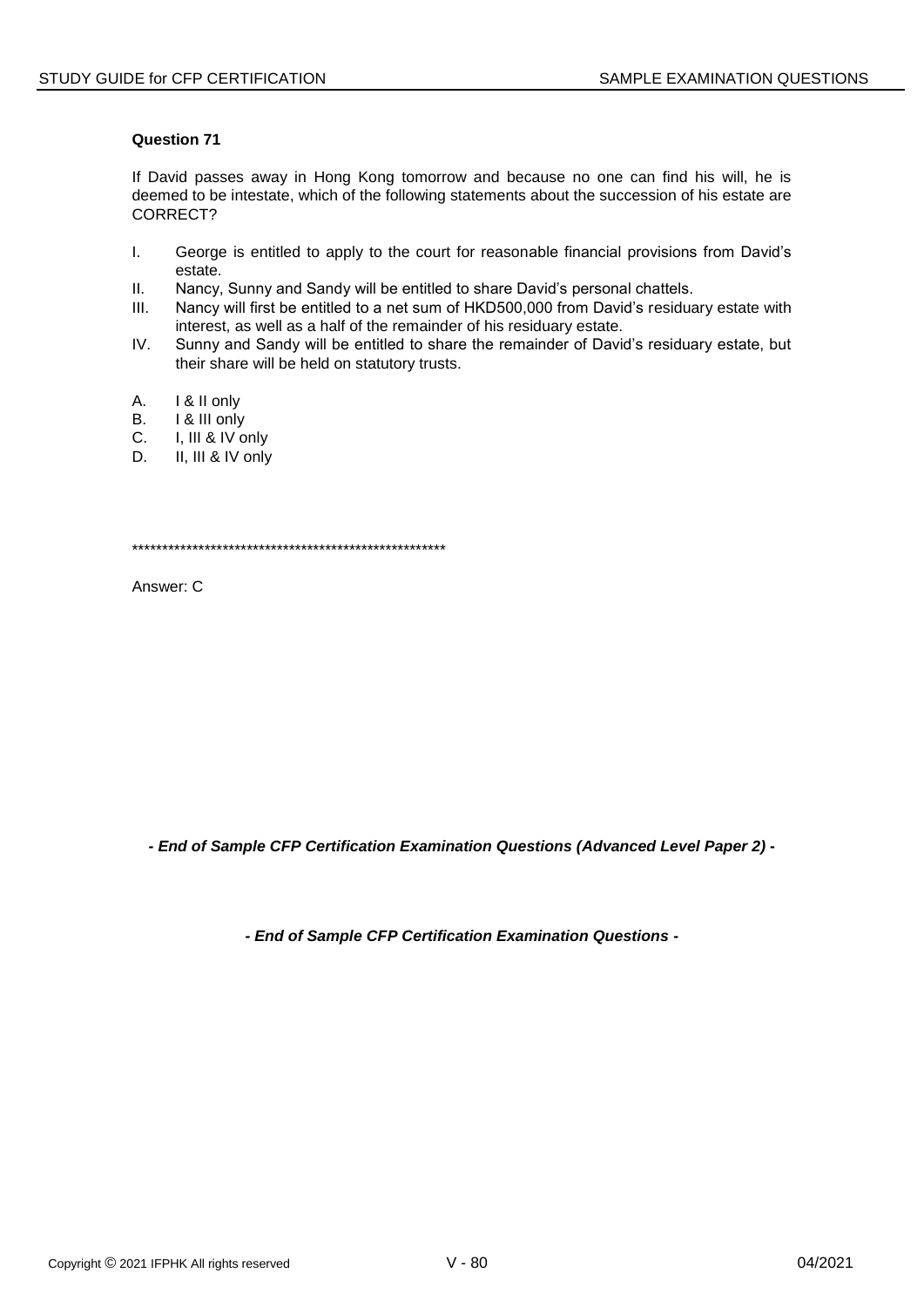**Question 71**

If David passes away in Hong Kong tomorrow and because no one can find his will, he is deemed to be intestate, which of the following statements about the succession of his estate are CORRECT?

I. George is entitled to apply to the court for reasonable financial provisions from David's estate.
II. Nancy, Sunny and Sandy will be entitled to share David's personal chattels.
III. Nancy will first be entitled to a net sum of HKD500,000 from David's residuary estate with interest, as well as a half of the remainder of his residuary estate.
IV. Sunny and Sandy will be entitled to share the remainder of David's residuary estate, but their share will be held on statutory trusts.

A. I & II only
B. I & III only
C. I, III & IV only
D. II, III & IV only

*****************************************************

Answer: C

***- End of Sample CFP Certification Examination Questions (Advanced Level Paper 2) -***

***- End of Sample CFP Certification Examination Questions -***